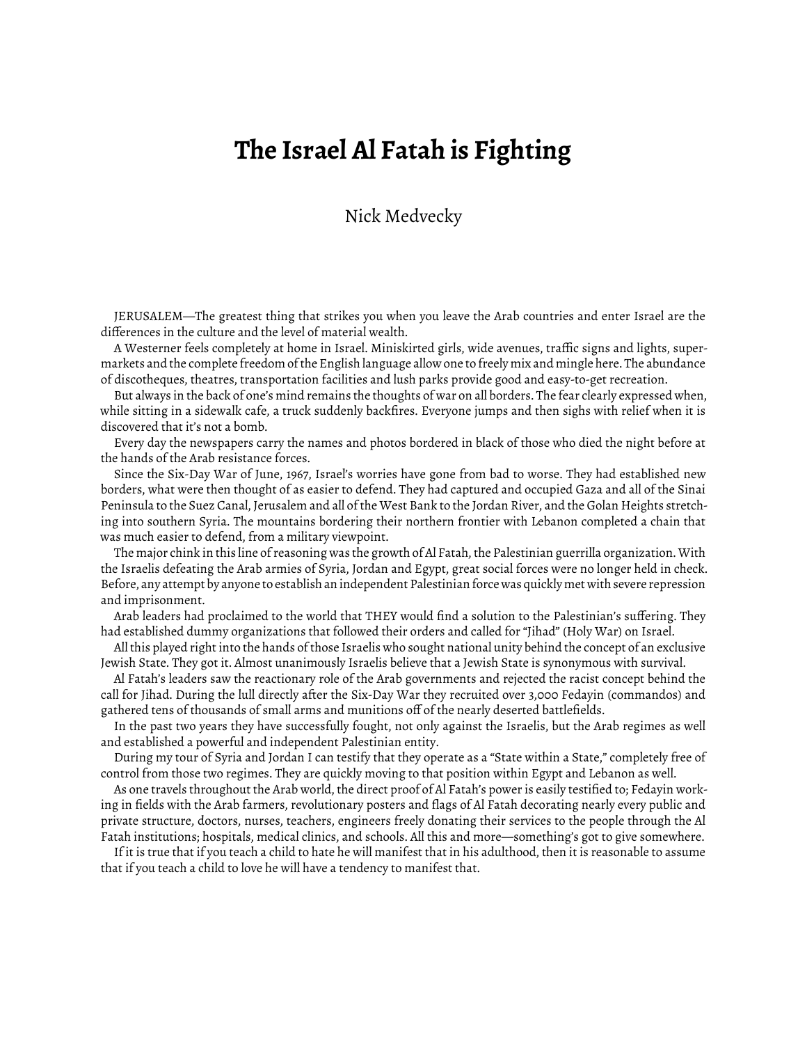# The Israel Al Fatah is Fighting

Nick Medvecky

JERUSALEM—The greatest thing that strikes you when you leave the Arab countries and enter Israel are the differences in the culture and the level of material wealth.

A Westerner feels completely at home in Israel. Miniskirted girls, wide avenues, traffic signs and lights, supermarkets and the complete freedom of the English language allow one to freely mix and mingle here. The abundance of discotheques, theatres, transportation facilities and lush parks provide good and easy-to-get recreation.

But always in the back of one's mind remains the thoughts of war on all borders. The fear clearly expressed when, while sitting in a sidewalk cafe, a truck suddenly backfires. Everyone jumps and then sighs with relief when it is discovered that it's not a bomb.

Every day the newspapers carry the names and photos bordered in black of those who died the night before at the hands of the Arab resistance forces.

Since the Six-Day War of June, 1967, Israel's worries have gone from bad to worse. They had established new borders, what were then thought of as easier to defend. They had captured and occupied Gaza and all of the Sinai Peninsula to the Suez Canal, Jerusalem and all of the West Bank to the Jordan River, and the Golan Heights stretching into southern Syria. The mountains bordering their northern frontier with Lebanon completed a chain that was much easier to defend, from a military viewpoint.

The major chink in this line of reasoning was the growth of Al Fatah, the Palestinian guerrilla organization. With the Israelis defeating the Arab armies of Syria, Jordan and Egypt, great social forces were no longer held in check. Before, any attempt by anyone to establish an independent Palestinian force was quickly met with severe repression and imprisonment.

Arab leaders had proclaimed to the world that THEY would find a solution to the Palestinian's suffering. They had established dummy organizations that followed their orders and called for "Jihad" (Holy War) on Israel.

All this played right into the hands of those Israelis who sought national unity behind the concept of an exclusive Jewish State. They got it. Almost unanimously Israelis believe that a Jewish State is synonymous with survival.

Al Fatah's leaders saw the reactionary role of the Arab governments and rejected the racist concept behind the call for Jihad. During the lull directly after the Six-Day War they recruited over 3,000 Fedayin (commandos) and gathered tens of thousands of small arms and munitions off of the nearly deserted battlefields.

In the past two years they have successfully fought, not only against the Israelis, but the Arab regimes as well and established a powerful and independent Palestinian entity.

During my tour of Syria and Jordan I can testify that they operate as a "State within a State," completely free of control from those two regimes. They are quickly moving to that position within Egypt and Lebanon as well.

As one travels throughout the Arab world, the direct proof of Al Fatah's power is easily testified to; Fedayin working in fields with the Arab farmers, revolutionary posters and flags of Al Fatah decorating nearly every public and private structure, doctors, nurses, teachers, engineers freely donating their services to the people through the Al Fatah institutions; hospitals, medical clinics, and schools. All this and more—something's got to give somewhere.

If it is true that if you teach a child to hate he will manifest that in his adulthood, then it is reasonable to assume that if you teach a child to love he will have a tendency to manifest that.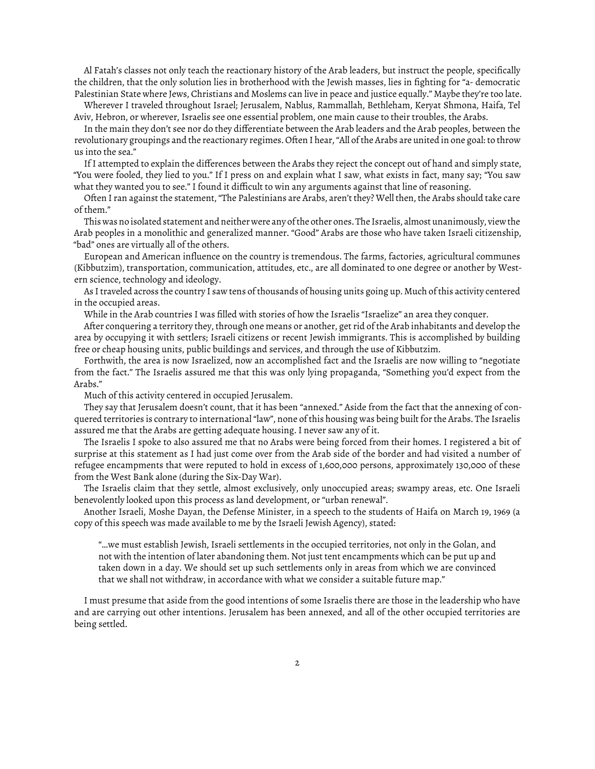Al Fatah's classes not only teach the reactionary history of the Arab leaders, but instruct the people, specifically the children, that the only solution lies in brotherhood with the Jewish masses, lies in fighting for "a- democratic Palestinian State where Jews, Christians and Moslems can live in peace and justice equally." Maybe they're too late.

Wherever I traveled throughout Israel; Jerusalem, Nablus, Rammallah, Bethleham, Keryat Shmona, Haifa, Tel Aviv, Hebron, or wherever, Israelis see one essential problem, one main cause to their troubles, the Arabs.

In the main they don't see nor do they differentiate between the Arab leaders and the Arab peoples, between the revolutionary groupings and the reactionary regimes. Often I hear, "All of the Arabs are united in one goal: to throw us into the sea."

If I attempted to explain the differences between the Arabs they reject the concept out of hand and simply state, "You were fooled, they lied to you." If I press on and explain what I saw, what exists in fact, many say; "You saw what they wanted you to see." I found it difficult to win any arguments against that line of reasoning.

Often I ran against the statement, "The Palestinians are Arabs, aren't they? Well then, the Arabs should take care of them."

This was no isolated statement and neither were any of the other ones. The Israelis, almost unanimously, view the Arab peoples in a monolithic and generalized manner. "Good" Arabs are those who have taken Israeli citizenship, "bad" ones are virtually all of the others.

European and American influence on the country is tremendous. The farms, factories, agricultural communes (Kibbutzim), transportation, communication, attitudes, etc., are all dominated to one degree or another by Western science, technology and ideology.

As I traveled across the country I saw tens of thousands of housing units going up. Much of this activity centered in the occupied areas.

While in the Arab countries I was filled with stories of how the Israelis "Israelize" an area they conquer.

After conquering a territory they, through one means or another, get rid of the Arab inhabitants and develop the area by occupying it with settlers; Israeli citizens or recent Jewish immigrants. This is accomplished by building free or cheap housing units, public buildings and services, and through the use of Kibbutzim.

Forthwith, the area is now Israelized, now an accomplished fact and the Israelis are now willing to "negotiate from the fact." The Israelis assured me that this was only lying propaganda, "Something you'd expect from the Arabs."

Much of this activity centered in occupied Jerusalem.

They say that Jerusalem doesn't count, that it has been "annexed." Aside from the fact that the annexing of conquered territories is contrary to international "law", none of this housing was being built for the Arabs. The Israelis assured me that the Arabs are getting adequate housing. I never saw any of it.

The Israelis I spoke to also assured me that no Arabs were being forced from their homes. I registered a bit of surprise at this statement as I had just come over from the Arab side of the border and had visited a number of refugee encampments that were reputed to hold in excess of 1,600,000 persons, approximately 130,000 of these from the West Bank alone (during the Six-Day War).

The Israelis claim that they settle, almost exclusively, only unoccupied areas; swampy areas, etc. One Israeli benevolently looked upon this process as land development, or "urban renewal".

Another Israeli, Moshe Dayan, the Defense Minister, in a speech to the students of Haifa on March 19, 1969 (a copy of this speech was made available to me by the Israeli Jewish Agency), stated:

> "...we must establish Jewish, Israeli settlements in the occupied territories, not only in the Golan, and not with the intention of later abandoning them. Not just tent encampments which can be put up and taken down in a day. We should set up such settlements only in areas from which we are convinced that we shall not withdraw, in accordance with what we consider a suitable future map."

I must presume that aside from the good intentions of some Israelis there are those in the leadership who have and are carrying out other intentions. Jerusalem has been annexed, and all of the other occupied territories are being settled.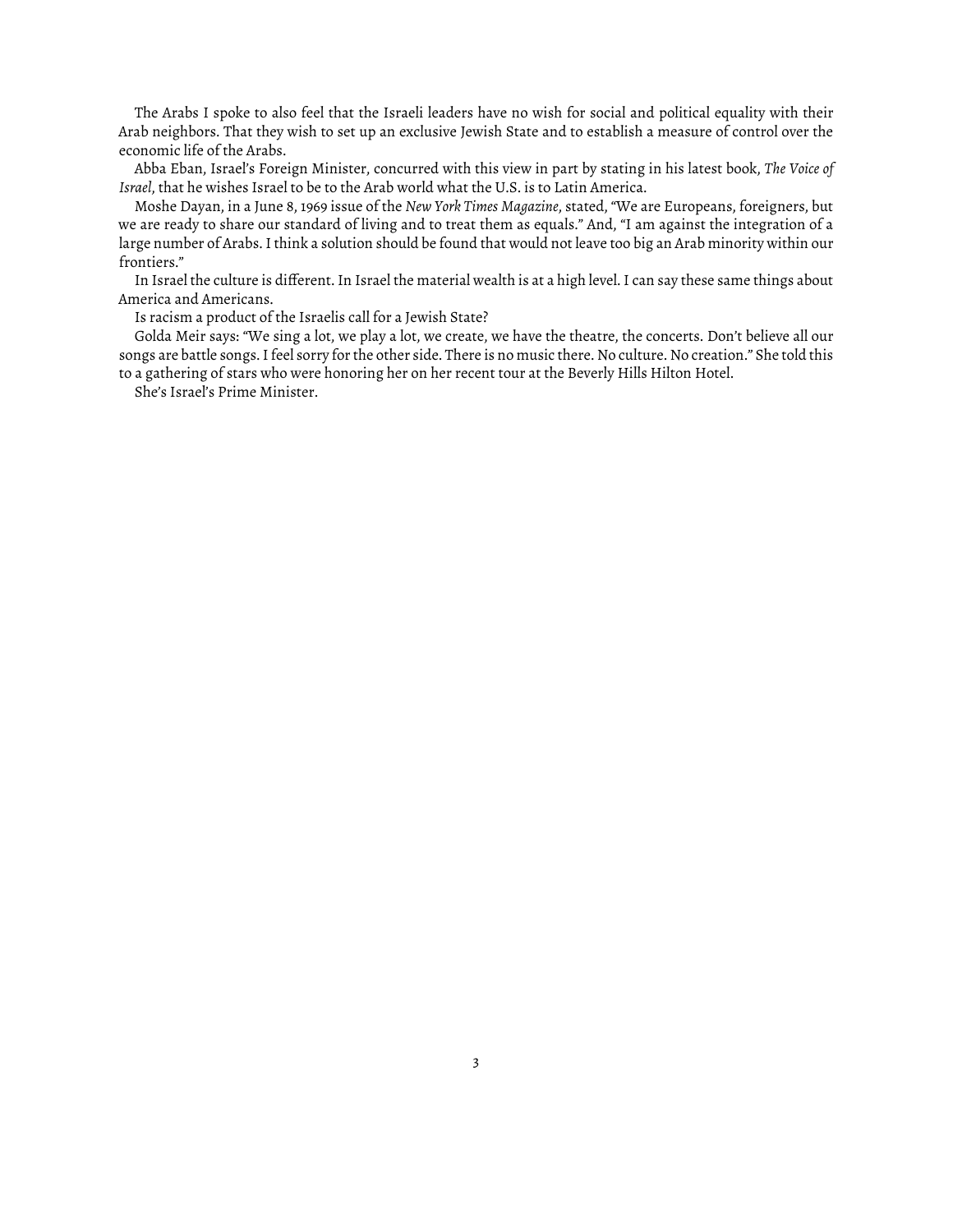The Arabs I spoke to also feel that the Israeli leaders have no wish for social and political equality with their Arab neighbors. That they wish to set up an exclusive Jewish State and to establish a measure of control over the economic life of the Arabs.

Abba Eban, Israel's Foreign Minister, concurred with this view in part by stating in his latest book, *The Voice of Israel*, that he wishes Israel to be to the Arab world what the U.S. is to Latin America.

Moshe Dayan, in a June 8, 1969 issue of the *New York Times Magazine*, stated, "We are Europeans, foreigners, but we are ready to share our standard of living and to treat them as equals." And, "I am against the integration of a large number of Arabs. I think a solution should be found that would not leave too big an Arab minority within our frontiers."

In Israel the culture is different. In Israel the material wealth is at a high level. I can say these same things about America and Americans.

Is racism a product of the Israelis call for a Jewish State?

Golda Meir says: "We sing a lot, we play a lot, we create, we have the theatre, the concerts. Don't believe all our songs are battle songs. I feel sorry for the other side. There is no music there. No culture. No creation." She told this to a gathering of stars who were honoring her on her recent tour at the Beverly Hills Hilton Hotel.

She's Israel's Prime Minister.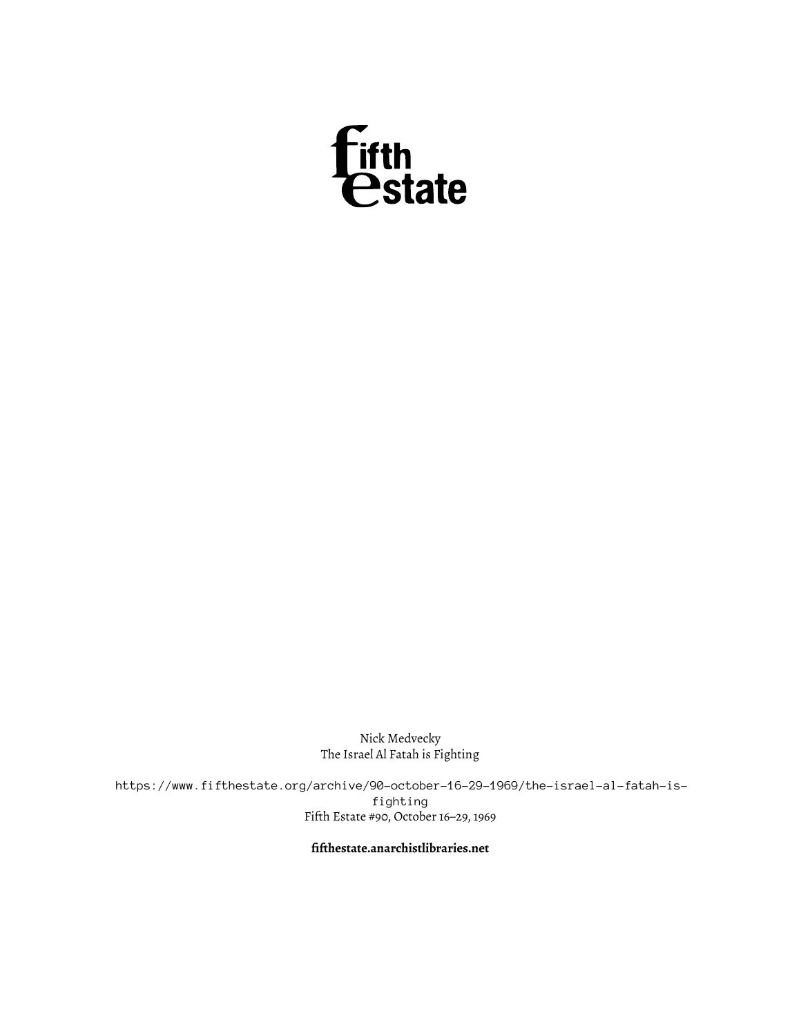Fifth Estate

Nick Medvecky
The Israel Al Fatah is Fighting

https://www.fifthestate.org/archive/90-october-16-29-1969/the-israel-al-fatah-is-fighting
Fifth Estate #90, October 16–29, 1969

**fifthestate.anarchistlibraries.net**